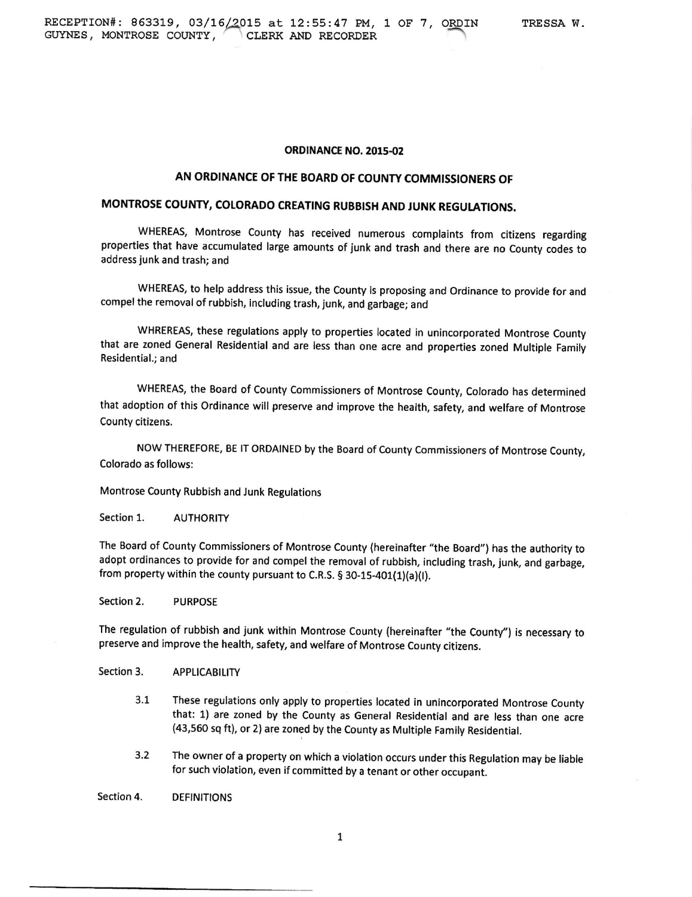RECEPTION#: 863319, 03/16/2015 at 12:55:47 PM, 1 OF 7, ORDIN TRESSA W. GUYNES, MONTROSE COUNTY, CLERK AND RECORDER

**ORDINANCE NO. 2015-02**

**AN ORDINANCE OF THE BOARD OF COUNTY COMMISSIONERS OF**

**MONTROSE COUNTY, COLORADO CREATING RUBBISH AND JUNK REGULATIONS.**

WHEREAS, Montrose County has received numerous complaints from citizens regarding properties that have accumulated large amounts of junk and trash and there are no County codes to address junk and trash; and

WHEREAS, to help address this issue, the County is proposing and Ordinance to provide for and compel the removal of rubbish, including trash, junk, and garbage; and

WHREREAS, these regulations apply to properties located in unincorporated Montrose County that are zoned General Residential and are less than one acre and properties zoned Multiple Family Residential.; and

WHEREAS, the Board of County Commissioners of Montrose County, Colorado has determined that adoption of this Ordinance will preserve and improve the health, safety, and welfare of Montrose County citizens.

NOW THEREFORE, BE IT ORDAINED by the Board of County Commissioners of Montrose County, Colorado as follows:

Montrose County Rubbish and Junk Regulations

Section 1. AUTHORITY

The Board of County Commissioners of Montrose County (hereinafter "the Board") has the authority to adopt ordinances to provide for and compel the removal of rubbish, including trash, junk, and garbage, from property within the county pursuant to C.R.S. § 30-15-401(1)(a)(I).

Section 2. PURPOSE

The regulation of rubbish and junk within Montrose County (hereinafter "the County") is necessary to preserve and improve the health, safety, and welfare of Montrose County citizens.

Section 3. APPLICABILITY

3.1 These regulations only apply to properties located in unincorporated Montrose County that: 1) are zoned by the County as General Residential and are less than one acre (43,560 sq ft), or 2) are zoned by the County as Multiple Family Residential.

3.2 The owner of a property on which a violation occurs under this Regulation may be liable for such violation, even if committed by a tenant or other occupant.

Section 4. DEFINITIONS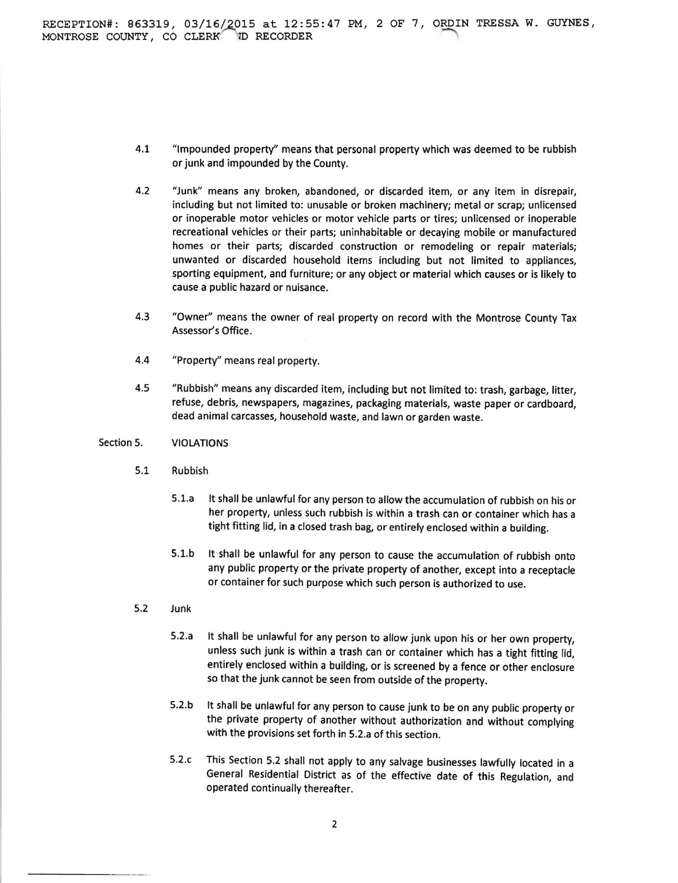4.1 "Impounded property" means that personal property which was deemed to be rubbish or junk and impounded by the County.

4.2 "Junk" means any broken, abandoned, or discarded item, or any item in disrepair, including but not limited to: unusable or broken machinery; metal or scrap; unlicensed or inoperable motor vehicles or motor vehicle parts or tires; unlicensed or inoperable recreational vehicles or their parts; uninhabitable or decaying mobile or manufactured homes or their parts; discarded construction or remodeling or repair materials; unwanted or discarded household items including but not limited to appliances, sporting equipment, and furniture; or any object or material which causes or is likely to cause a public hazard or nuisance.

4.3 "Owner" means the owner of real property on record with the Montrose County Tax Assessor's Office.

4.4 "Property" means real property.

4.5 "Rubbish" means any discarded item, including but not limited to: trash, garbage, litter, refuse, debris, newspapers, magazines, packaging materials, waste paper or cardboard, dead animal carcasses, household waste, and lawn or garden waste.

## Section 5. VIOLATIONS

### 5.1 Rubbish

5.1.a It shall be unlawful for any person to allow the accumulation of rubbish on his or her property, unless such rubbish is within a trash can or container which has a tight fitting lid, in a closed trash bag, or entirely enclosed within a building.

5.1.b It shall be unlawful for any person to cause the accumulation of rubbish onto any public property or the private property of another, except into a receptacle or container for such purpose which such person is authorized to use.

### 5.2 Junk

5.2.a It shall be unlawful for any person to allow junk upon his or her own property, unless such junk is within a trash can or container which has a tight fitting lid, entirely enclosed within a building, or is screened by a fence or other enclosure so that the junk cannot be seen from outside of the property.

5.2.b It shall be unlawful for any person to cause junk to be on any public property or the private property of another without authorization and without complying with the provisions set forth in 5.2.a of this section.

5.2.c This Section 5.2 shall not apply to any salvage businesses lawfully located in a General Residential District as of the effective date of this Regulation, and operated continually thereafter.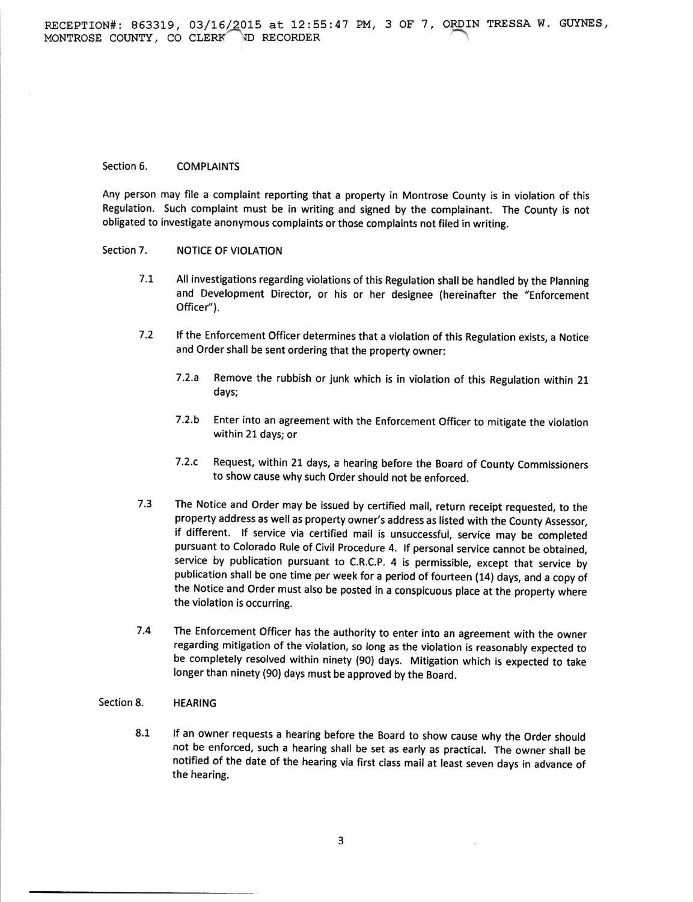Section 6. COMPLAINTS

Any person may file a complaint reporting that a property in Montrose County is in violation of this Regulation. Such complaint must be in writing and signed by the complainant. The County is not obligated to investigate anonymous complaints or those complaints not filed in writing.

Section 7. NOTICE OF VIOLATION

7.1 All investigations regarding violations of this Regulation shall be handled by the Planning and Development Director, or his or her designee (hereinafter the "Enforcement Officer").

7.2 If the Enforcement Officer determines that a violation of this Regulation exists, a Notice and Order shall be sent ordering that the property owner:

7.2.a Remove the rubbish or junk which is in violation of this Regulation within 21 days;

7.2.b Enter into an agreement with the Enforcement Officer to mitigate the violation within 21 days; or

7.2.c Request, within 21 days, a hearing before the Board of County Commissioners to show cause why such Order should not be enforced.

7.3 The Notice and Order may be issued by certified mail, return receipt requested, to the property address as well as property owner's address as listed with the County Assessor, if different. If service via certified mail is unsuccessful, service may be completed pursuant to Colorado Rule of Civil Procedure 4. If personal service cannot be obtained, service by publication pursuant to C.R.C.P. 4 is permissible, except that service by publication shall be one time per week for a period of fourteen (14) days, and a copy of the Notice and Order must also be posted in a conspicuous place at the property where the violation is occurring.

7.4 The Enforcement Officer has the authority to enter into an agreement with the owner regarding mitigation of the violation, so long as the violation is reasonably expected to be completely resolved within ninety (90) days. Mitigation which is expected to take longer than ninety (90) days must be approved by the Board.

Section 8. HEARING

8.1 If an owner requests a hearing before the Board to show cause why the Order should not be enforced, such a hearing shall be set as early as practical. The owner shall be notified of the date of the hearing via first class mail at least seven days in advance of the hearing.